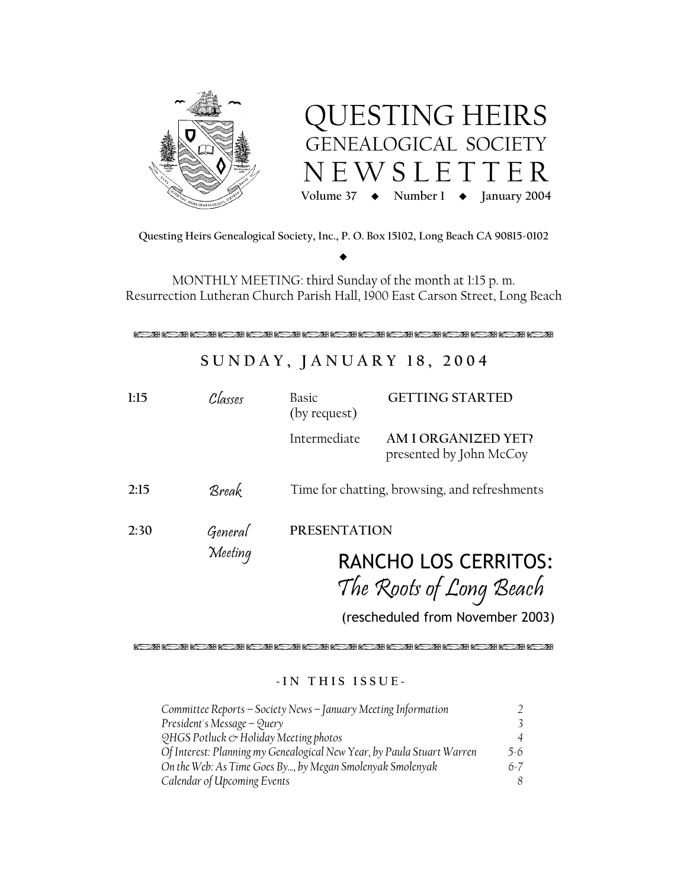# QUESTING HEIRS
## GENEALOGICAL SOCIETY
# NEWSLETTER

**Volume 37 ◆ Number 1 ◆ January 2004**

**Questing Heirs Genealogical Society, Inc., P. O. Box 15102, Long Beach CA 90815-0102**

◆

MONTHLY MEETING: third Sunday of the month at 1:15 p. m.
Resurrection Lutheran Church Parish Hall, 1900 East Carson Street, Long Beach

## SUNDAY, JANUARY 18, 2004

| | | | |
|---|---|---|---|
| **1:15** | *Classes* | Basic (by request) | **GETTING STARTED** |
| | | Intermediate | **AM I ORGANIZED YET?** presented by John McCoy |
| **2:15** | *Break* | Time for chatting, browsing, and refreshments | |
| **2:30** | *General Meeting* | **PRESENTATION** | |

### RANCHO LOS CERRITOS:
### *The Roots of Long Beach*

(rescheduled from November 2003)

**- IN THIS ISSUE -**

| | |
|---|---|
| *Committee Reports – Society News – January Meeting Information* | *2* |
| *President's Message – Query* | *3* |
| *QHGS Potluck & Holiday Meeting photos* | *4* |
| *Of Interest: Planning my Genealogical New Year, by Paula Stuart Warren* | *5-6* |
| *On the Web: As Time Goes By..., by Megan Smolenyak Smolenyak* | *6-7* |
| *Calendar of Upcoming Events* | *8* |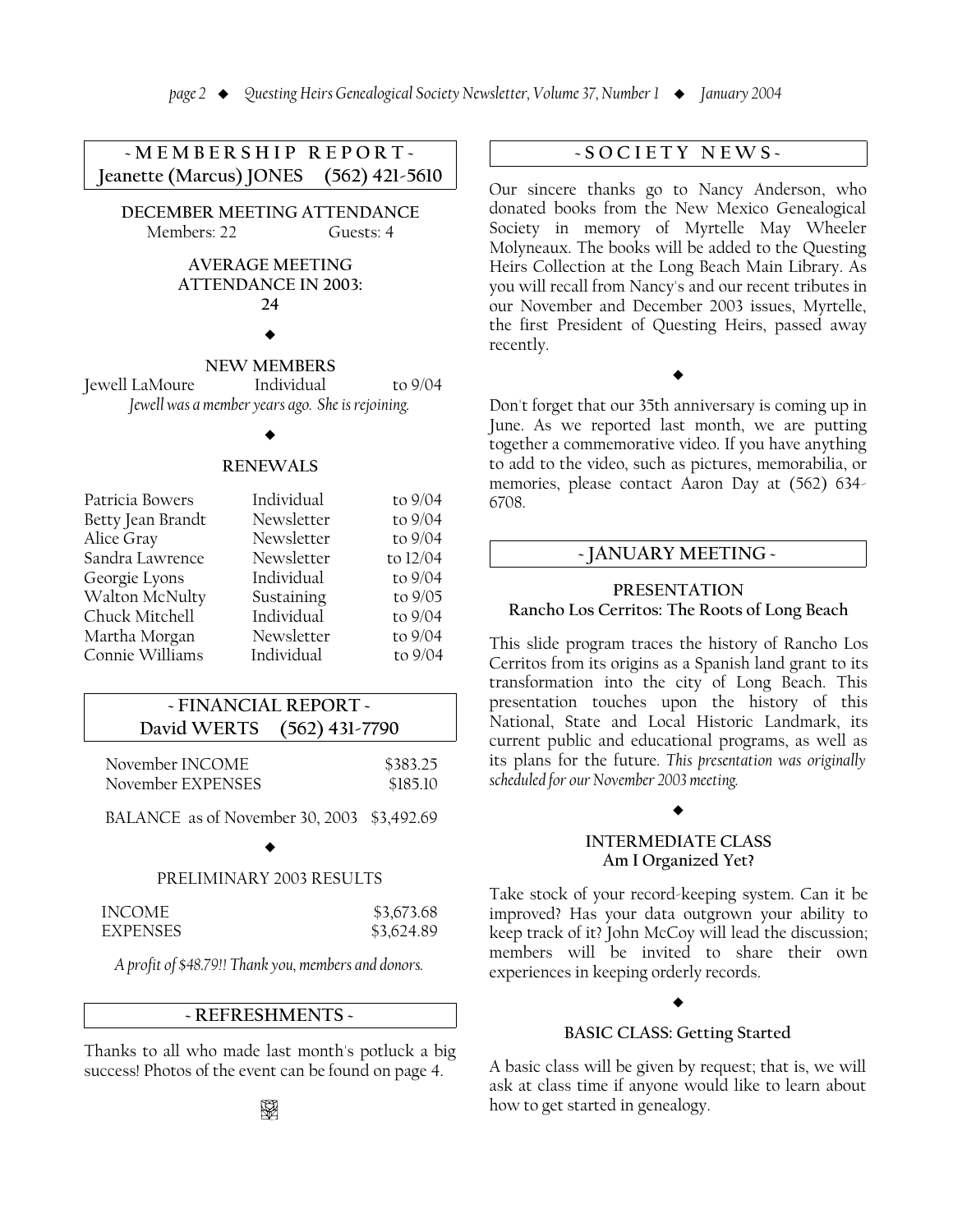## ~ MEMBERSHIP REPORT ~

**Jeanette (Marcus) JONES (562) 421-5610**

**DECEMBER MEETING ATTENDANCE**

Members: 22 Guests: 4

**AVERAGE MEETING ATTENDANCE IN 2003: 24**

◆

**NEW MEMBERS**

| | | |
|---|---|---|
| Jewell LaMoure | Individual | to 9/04 |

*Jewell was a member years ago. She is rejoining.*

◆

**RENEWALS**

| | | |
|---|---|---|
| Patricia Bowers | Individual | to 9/04 |
| Betty Jean Brandt | Newsletter | to 9/04 |
| Alice Gray | Newsletter | to 9/04 |
| Sandra Lawrence | Newsletter | to 12/04 |
| Georgie Lyons | Individual | to 9/04 |
| Walton McNulty | Sustaining | to 9/05 |
| Chuck Mitchell | Individual | to 9/04 |
| Martha Morgan | Newsletter | to 9/04 |
| Connie Williams | Individual | to 9/04 |

## ~ FINANCIAL REPORT ~

**David WERTS (562) 431-7790**

| | |
|---|---|
| November INCOME | $383.25 |
| November EXPENSES | $185.10 |

BALANCE as of November 30, 2003 $3,492.69

◆

PRELIMINARY 2003 RESULTS

| | |
|---|---|
| INCOME | $3,673.68 |
| EXPENSES | $3,624.89 |

*A profit of $48.79!! Thank you, members and donors.*

## ~ REFRESHMENTS ~

Thanks to all who made last month's potluck a big success! Photos of the event can be found on page 4.

## ~ SOCIETY NEWS ~

Our sincere thanks go to Nancy Anderson, who donated books from the New Mexico Genealogical Society in memory of Myrtelle May Wheeler Molyneaux. The books will be added to the Questing Heirs Collection at the Long Beach Main Library. As you will recall from Nancy's and our recent tributes in our November and December 2003 issues, Myrtelle, the first President of Questing Heirs, passed away recently.

◆

Don't forget that our 35th anniversary is coming up in June. As we reported last month, we are putting together a commemorative video. If you have anything to add to the video, such as pictures, memorabilia, or memories, please contact Aaron Day at (562) 634-6708.

## ~ JANUARY MEETING ~

**PRESENTATION**
**Rancho Los Cerritos: The Roots of Long Beach**

This slide program traces the history of Rancho Los Cerritos from its origins as a Spanish land grant to its transformation into the city of Long Beach. This presentation touches upon the history of this National, State and Local Historic Landmark, its current public and educational programs, as well as its plans for the future. *This presentation was originally scheduled for our November 2003 meeting.*

◆

**INTERMEDIATE CLASS**
**Am I Organized Yet?**

Take stock of your record-keeping system. Can it be improved? Has your data outgrown your ability to keep track of it? John McCoy will lead the discussion; members will be invited to share their own experiences in keeping orderly records.

◆

**BASIC CLASS: Getting Started**

A basic class will be given by request; that is, we will ask at class time if anyone would like to learn about how to get started in genealogy.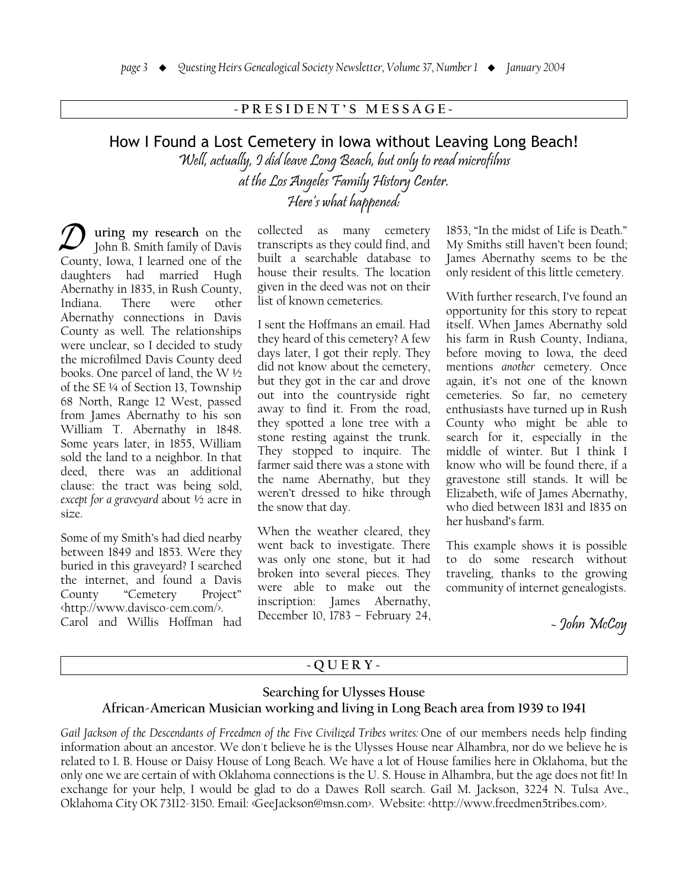## ~PRESIDENT'S MESSAGE~

# How I Found a Lost Cemetery in Iowa without Leaving Long Beach!

*Well, actually, I did leave Long Beach, but only to read microfilms at the Los Angeles Family History Center. Here's what happened:*

**During my research** on the John B. Smith family of Davis County, Iowa, I learned one of the daughters had married Hugh Abernathy in 1835, in Rush County, Indiana. There were other Abernathy connections in Davis County as well. The relationships were unclear, so I decided to study the microfilmed Davis County deed books. One parcel of land, the W ½ of the SE ¼ of Section 13, Township 68 North, Range 12 West, passed from James Abernathy to his son William T. Abernathy in 1848. Some years later, in 1855, William sold the land to a neighbor. In that deed, there was an additional clause: the tract was being sold, *except for a graveyard* about ½ acre in size.

Some of my Smith's had died nearby between 1849 and 1853. Were they buried in this graveyard? I searched the internet, and found a Davis County "Cemetery Project" <http://www.davisco-cem.com/>. Carol and Willis Hoffman had collected as many cemetery transcripts as they could find, and built a searchable database to house their results. The location given in the deed was not on their list of known cemeteries.

I sent the Hoffmans an email. Had they heard of this cemetery? A few days later, I got their reply. They did not know about the cemetery, but they got in the car and drove out into the countryside right away to find it. From the road, they spotted a lone tree with a stone resting against the trunk. They stopped to inquire. The farmer said there was a stone with the name Abernathy, but they weren't dressed to hike through the snow that day.

When the weather cleared, they went back to investigate. There was only one stone, but it had broken into several pieces. They were able to make out the inscription: James Abernathy, December 10, 1783 – February 24, 1853, "In the midst of Life is Death." My Smiths still haven't been found; James Abernathy seems to be the only resident of this little cemetery.

With further research, I've found an opportunity for this story to repeat itself. When James Abernathy sold his farm in Rush County, Indiana, before moving to Iowa, the deed mentions *another* cemetery. Once again, it's not one of the known cemeteries. So far, no cemetery enthusiasts have turned up in Rush County who might be able to search for it, especially in the middle of winter. But I think I know who will be found there, if a gravestone still stands. It will be Elizabeth, wife of James Abernathy, who died between 1831 and 1835 on her husband's farm.

This example shows it is possible to do some research without traveling, thanks to the growing community of internet genealogists.

*~ John McCoy*

## ~QUERY~

### Searching for Ulysses House
### African-American Musician working and living in Long Beach area from 1939 to 1941

*Gail Jackson of the Descendants of Freedmen of the Five Civilized Tribes writes:* One of our members needs help finding information about an ancestor. We don't believe he is the Ulysses House near Alhambra, nor do we believe he is related to I. B. House or Daisy House of Long Beach. We have a lot of House families here in Oklahoma, but the only one we are certain of with Oklahoma connections is the U. S. House in Alhambra, but the age does not fit! In exchange for your help, I would be glad to do a Dawes Roll search. Gail M. Jackson, 3224 N. Tulsa Ave., Oklahoma City OK 73112-3150. Email: <GeeJackson@msn.com>. Website: <http://www.freedmen5tribes.com>.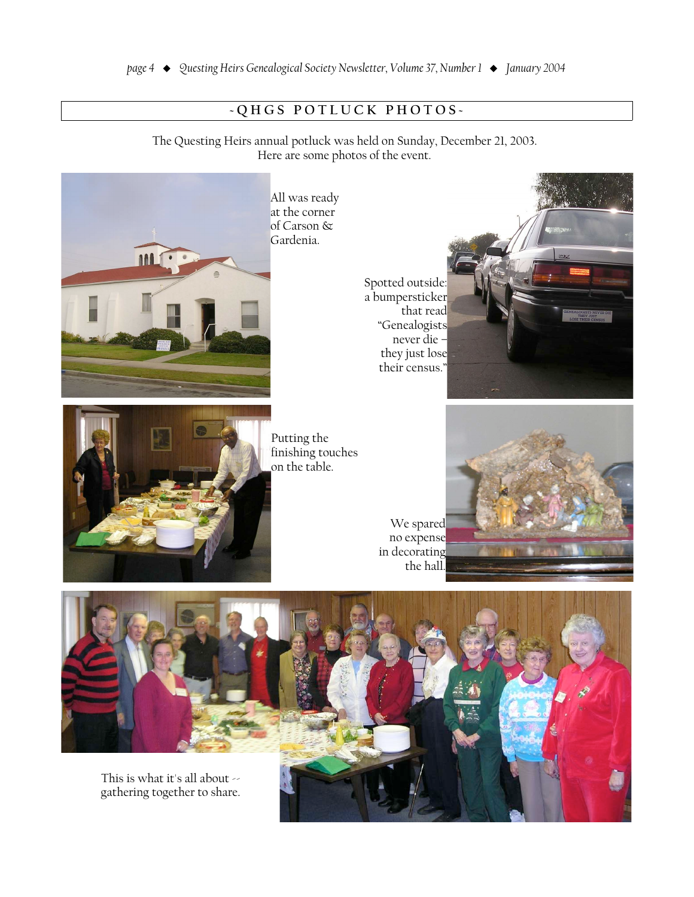## -QHGS POTLUCK PHOTOS-

The Questing Heirs annual potluck was held on Sunday, December 21, 2003. Here are some photos of the event.

All was ready at the corner of Carson & Gardenia.

Spotted outside: a bumpersticker that read "Genealogists never die – they just lose their census."

Putting the finishing touches on the table.

We spared no expense in decorating the hall.

This is what it's all about -- gathering together to share.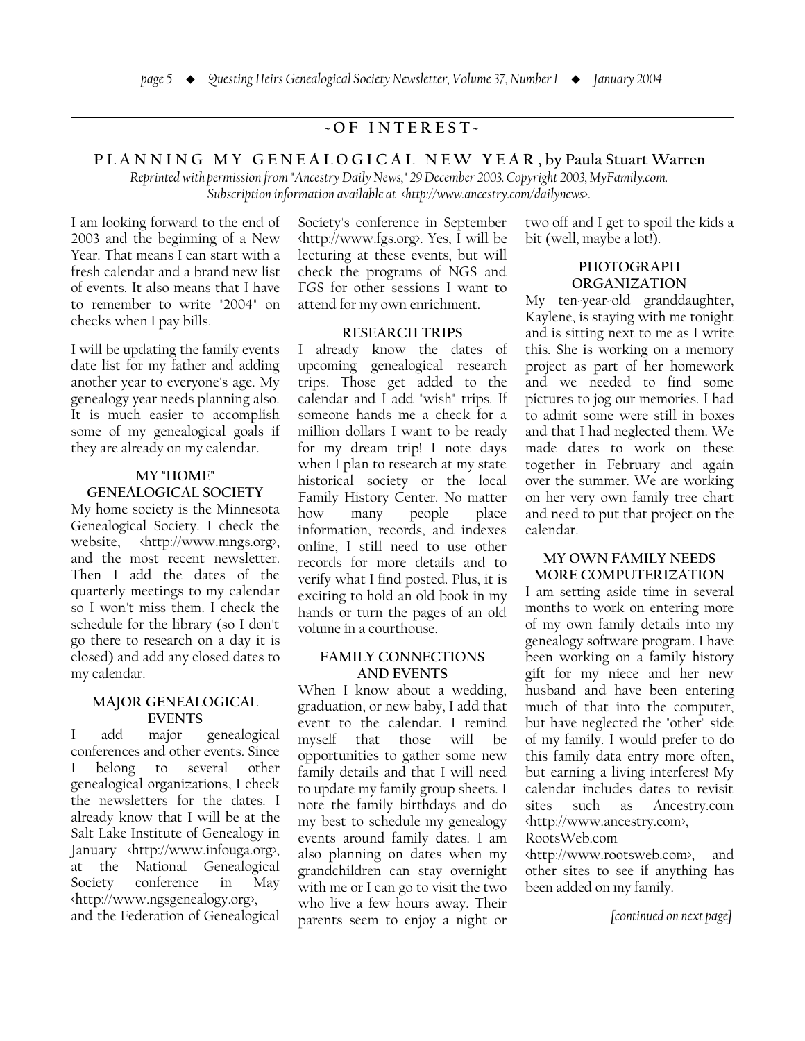## - OF INTEREST -

### PLANNING MY GENEALOGICAL NEW YEAR, by Paula Stuart Warren

*Reprinted with permission from "Ancestry Daily News," 29 December 2003. Copyright 2003, MyFamily.com. Subscription information available at <http://www.ancestry.com/dailynews>.*

I am looking forward to the end of 2003 and the beginning of a New Year. That means I can start with a fresh calendar and a brand new list of events. It also means that I have to remember to write "2004" on checks when I pay bills.

I will be updating the family events date list for my father and adding another year to everyone's age. My genealogy year needs planning also. It is much easier to accomplish some of my genealogical goals if they are already on my calendar.

#### MY "HOME" GENEALOGICAL SOCIETY

My home society is the Minnesota Genealogical Society. I check the website, <http://www.mngs.org>, and the most recent newsletter. Then I add the dates of the quarterly meetings to my calendar so I won't miss them. I check the schedule for the library (so I don't go there to research on a day it is closed) and add any closed dates to my calendar.

#### MAJOR GENEALOGICAL EVENTS

I add major genealogical conferences and other events. Since I belong to several other genealogical organizations, I check the newsletters for the dates. I already know that I will be at the Salt Lake Institute of Genealogy in January <http://www.infouga.org>, at the National Genealogical Society conference in May <http://www.ngsgenealogy.org>, and the Federation of Genealogical Society's conference in September <http://www.fgs.org>. Yes, I will be lecturing at these events, but will check the programs of NGS and FGS for other sessions I want to attend for my own enrichment.

#### RESEARCH TRIPS

I already know the dates of upcoming genealogical research trips. Those get added to the calendar and I add "wish" trips. If someone hands me a check for a million dollars I want to be ready for my dream trip! I note days when I plan to research at my state historical society or the local Family History Center. No matter how many people place information, records, and indexes online, I still need to use other records for more details and to verify what I find posted. Plus, it is exciting to hold an old book in my hands or turn the pages of an old volume in a courthouse.

#### FAMILY CONNECTIONS AND EVENTS

When I know about a wedding, graduation, or new baby, I add that event to the calendar. I remind myself that those will be opportunities to gather some new family details and that I will need to update my family group sheets. I note the family birthdays and do my best to schedule my genealogy events around family dates. I am also planning on dates when my grandchildren can stay overnight with me or I can go to visit the two who live a few hours away. Their parents seem to enjoy a night or two off and I get to spoil the kids a bit (well, maybe a lot!).

#### PHOTOGRAPH ORGANIZATION

My ten-year-old granddaughter, Kaylene, is staying with me tonight and is sitting next to me as I write this. She is working on a memory project as part of her homework and we needed to find some pictures to jog our memories. I had to admit some were still in boxes and that I had neglected them. We made dates to work on these together in February and again over the summer. We are working on her very own family tree chart and need to put that project on the calendar.

#### MY OWN FAMILY NEEDS MORE COMPUTERIZATION

I am setting aside time in several months to work on entering more of my own family details into my genealogy software program. I have been working on a family history gift for my niece and her new husband and have been entering much of that into the computer, but have neglected the "other" side of my family. I would prefer to do this family data entry more often, but earning a living interferes! My calendar includes dates to revisit sites such as Ancestry.com <http://www.ancestry.com>, RootsWeb.com <http://www.rootsweb.com>, and other sites to see if anything has been added on my family.

*[continued on next page]*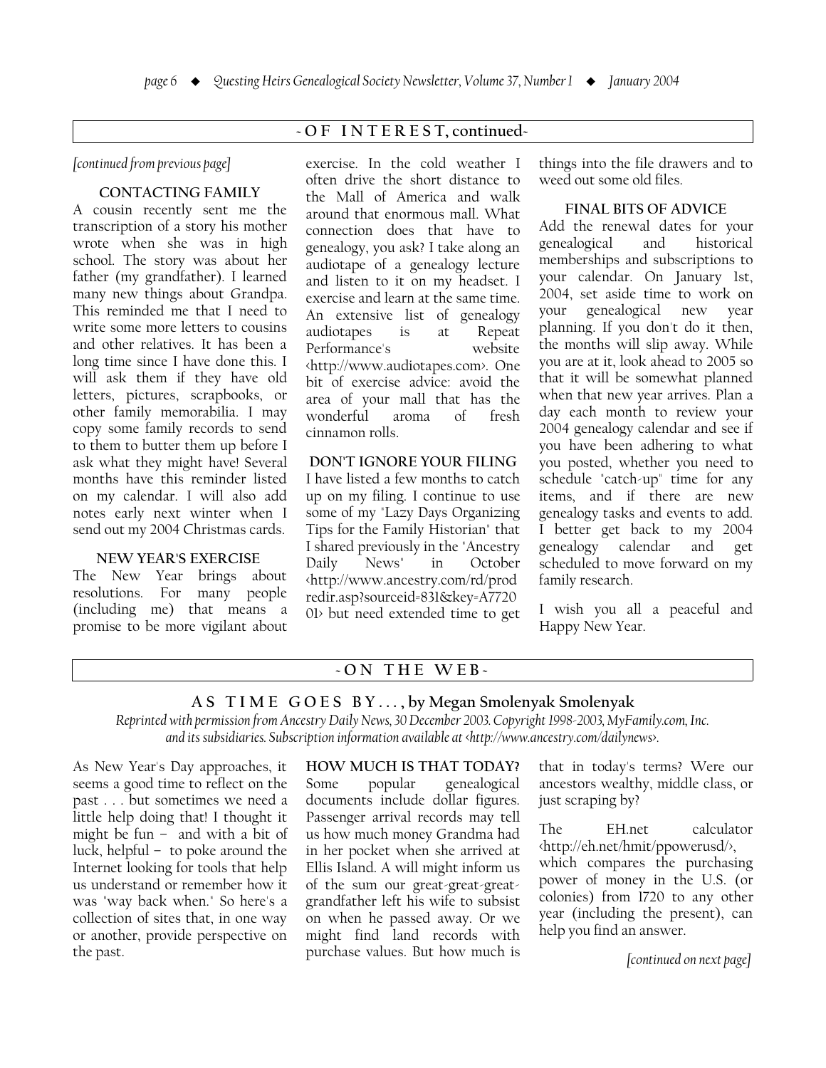## ~OF INTEREST, continued~

*[continued from previous page]*

### CONTACTING FAMILY

A cousin recently sent me the transcription of a story his mother wrote when she was in high school. The story was about her father (my grandfather). I learned many new things about Grandpa. This reminded me that I need to write some more letters to cousins and other relatives. It has been a long time since I have done this. I will ask them if they have old letters, pictures, scrapbooks, or other family memorabilia. I may copy some family records to send to them to butter them up before I ask what they might have! Several months have this reminder listed on my calendar. I will also add notes early next winter when I send out my 2004 Christmas cards.

### NEW YEAR'S EXERCISE

The New Year brings about resolutions. For many people (including me) that means a promise to be more vigilant about exercise. In the cold weather I often drive the short distance to the Mall of America and walk around that enormous mall. What connection does that have to genealogy, you ask? I take along an audiotape of a genealogy lecture and listen to it on my headset. I exercise and learn at the same time. An extensive list of genealogy audiotapes is at Repeat Performance's website <http://www.audiotapes.com>. One bit of exercise advice: avoid the area of your mall that has the wonderful aroma of fresh cinnamon rolls.

### DON'T IGNORE YOUR FILING

I have listed a few months to catch up on my filing. I continue to use some of my "Lazy Days Organizing Tips for the Family Historian" that I shared previously in the "Ancestry Daily News" in October <http://www.ancestry.com/rd/prodredir.asp?sourceid=831&key=A772001> but need extended time to get things into the file drawers and to weed out some old files.

### FINAL BITS OF ADVICE

Add the renewal dates for your genealogical and historical memberships and subscriptions to your calendar. On January 1st, 2004, set aside time to work on your genealogical new year planning. If you don't do it then, the months will slip away. While you are at it, look ahead to 2005 so that it will be somewhat planned when that new year arrives. Plan a day each month to review your 2004 genealogy calendar and see if you have been adhering to what you posted, whether you need to schedule "catch-up" time for any items, and if there are new genealogy tasks and events to add. I better get back to my 2004 genealogy calendar and get scheduled to move forward on my family research.

I wish you all a peaceful and Happy New Year.

## ~ON THE WEB~

### AS TIME GOES BY . . . , by Megan Smolenyak Smolenyak

*Reprinted with permission from Ancestry Daily News, 30 December 2003. Copyright 1998-2003, MyFamily.com, Inc. and its subsidiaries. Subscription information available at <http://www.ancestry.com/dailynews>.*

As New Year's Day approaches, it seems a good time to reflect on the past . . . but sometimes we need a little help doing that! I thought it might be fun – and with a bit of luck, helpful – to poke around the Internet looking for tools that help us understand or remember how it was "way back when." So here's a collection of sites that, in one way or another, provide perspective on the past.

**HOW MUCH IS THAT TODAY?**

Some popular genealogical documents include dollar figures. Passenger arrival records may tell us how much money Grandma had in her pocket when she arrived at Ellis Island. A will might inform us of the sum our great-great-great-grandfather left his wife to subsist on when he passed away. Or we might find land records with purchase values. But how much is that in today's terms? Were our ancestors wealthy, middle class, or just scraping by?

The EH.net calculator <http://eh.net/hmit/ppowerusd/>, which compares the purchasing power of money in the U.S. (or colonies) from 1720 to any other year (including the present), can help you find an answer.

*[continued on next page]*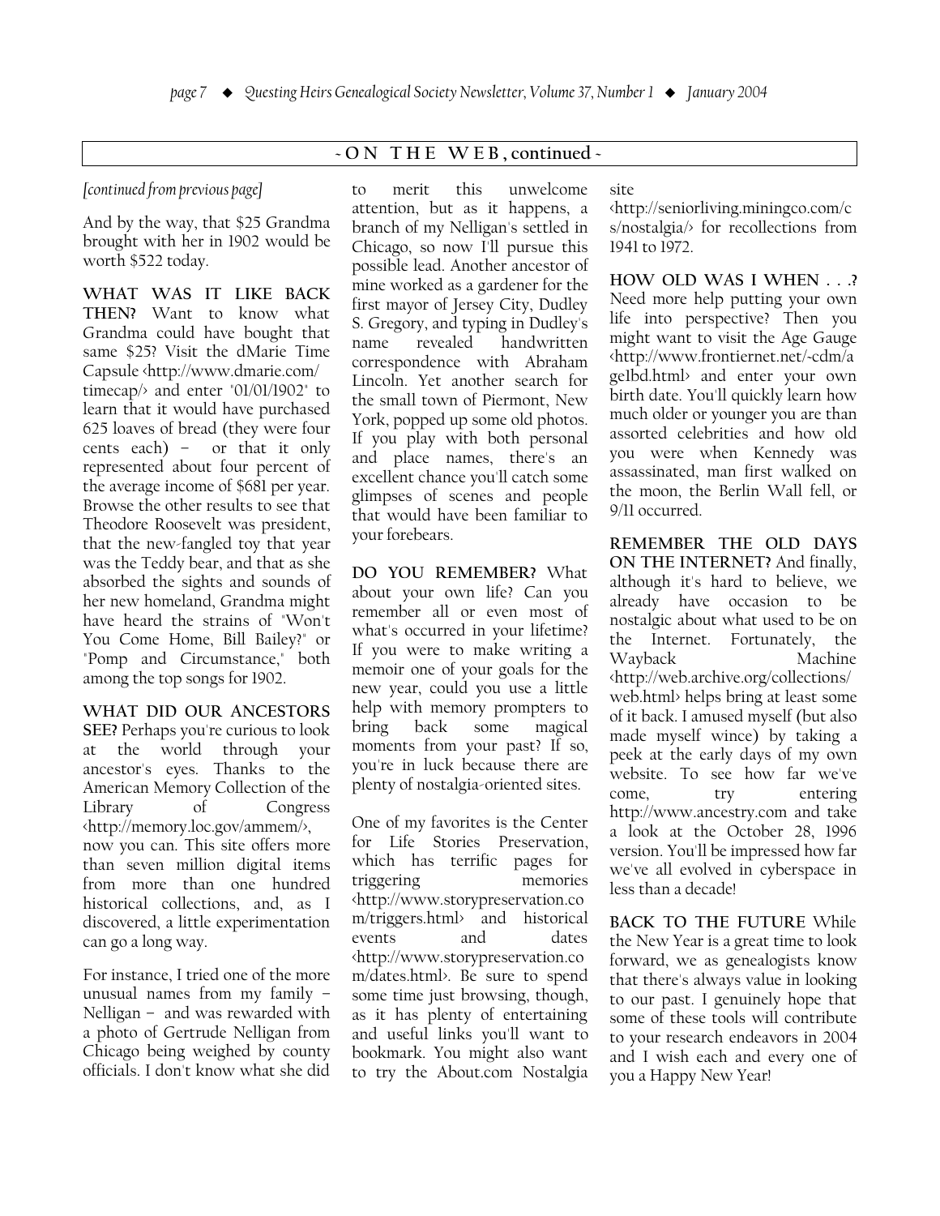## ~ ON THE WEB, continued ~

*[continued from previous page]*

And by the way, that $25 Grandma brought with her in 1902 would be worth $522 today.

**WHAT WAS IT LIKE BACK THEN?** Want to know what Grandma could have bought that same $25? Visit the dMarie Time Capsule <http://www.dmarie.com/timecap/> and enter "01/01/1902" to learn that it would have purchased 625 loaves of bread (they were four cents each) – or that it only represented about four percent of the average income of $681 per year. Browse the other results to see that Theodore Roosevelt was president, that the new-fangled toy that year was the Teddy bear, and that as she absorbed the sights and sounds of her new homeland, Grandma might have heard the strains of "Won't You Come Home, Bill Bailey?" or "Pomp and Circumstance," both among the top songs for 1902.

**WHAT DID OUR ANCESTORS SEE?** Perhaps you're curious to look at the world through your ancestor's eyes. Thanks to the American Memory Collection of the Library of Congress <http://memory.loc.gov/ammem/>, now you can. This site offers more than seven million digital items from more than one hundred historical collections, and, as I discovered, a little experimentation can go a long way.

For instance, I tried one of the more unusual names from my family – Nelligan – and was rewarded with a photo of Gertrude Nelligan from Chicago being weighed by county officials. I don't know what she did to merit this unwelcome attention, but as it happens, a branch of my Nelligan's settled in Chicago, so now I'll pursue this possible lead. Another ancestor of mine worked as a gardener for the first mayor of Jersey City, Dudley S. Gregory, and typing in Dudley's name revealed handwritten correspondence with Abraham Lincoln. Yet another search for the small town of Piermont, New York, popped up some old photos. If you play with both personal and place names, there's an excellent chance you'll catch some glimpses of scenes and people that would have been familiar to your forebears.

**DO YOU REMEMBER?** What about your own life? Can you remember all or even most of what's occurred in your lifetime? If you were to make writing a memoir one of your goals for the new year, could you use a little help with memory prompters to bring back some magical moments from your past? If so, you're in luck because there are plenty of nostalgia-oriented sites.

One of my favorites is the Center for Life Stories Preservation, which has terrific pages for triggering memories <http://www.storypreservation.com/triggers.html> and historical events and dates <http://www.storypreservation.com/dates.html>. Be sure to spend some time just browsing, though, as it has plenty of entertaining and useful links you'll want to bookmark. You might also want to try the About.com Nostalgia site <http://seniorliving.miningco.com/cs/nostalgia/> for recollections from 1941 to 1972.

**HOW OLD WAS I WHEN . . .?** Need more help putting your own life into perspective? Then you might want to visit the Age Gauge <http://www.frontiernet.net/~cdm/age1bd.html> and enter your own birth date. You'll quickly learn how much older or younger you are than assorted celebrities and how old you were when Kennedy was assassinated, man first walked on the moon, the Berlin Wall fell, or 9/11 occurred.

**REMEMBER THE OLD DAYS ON THE INTERNET?** And finally, although it's hard to believe, we already have occasion to be nostalgic about what used to be on the Internet. Fortunately, the Wayback Machine <http://web.archive.org/collections/web.html> helps bring at least some of it back. I amused myself (but also made myself wince) by taking a peek at the early days of my own website. To see how far we've come, try entering http://www.ancestry.com and take a look at the October 28, 1996 version. You'll be impressed how far we've all evolved in cyberspace in less than a decade!

**BACK TO THE FUTURE** While the New Year is a great time to look forward, we as genealogists know that there's always value in looking to our past. I genuinely hope that some of these tools will contribute to your research endeavors in 2004 and I wish each and every one of you a Happy New Year!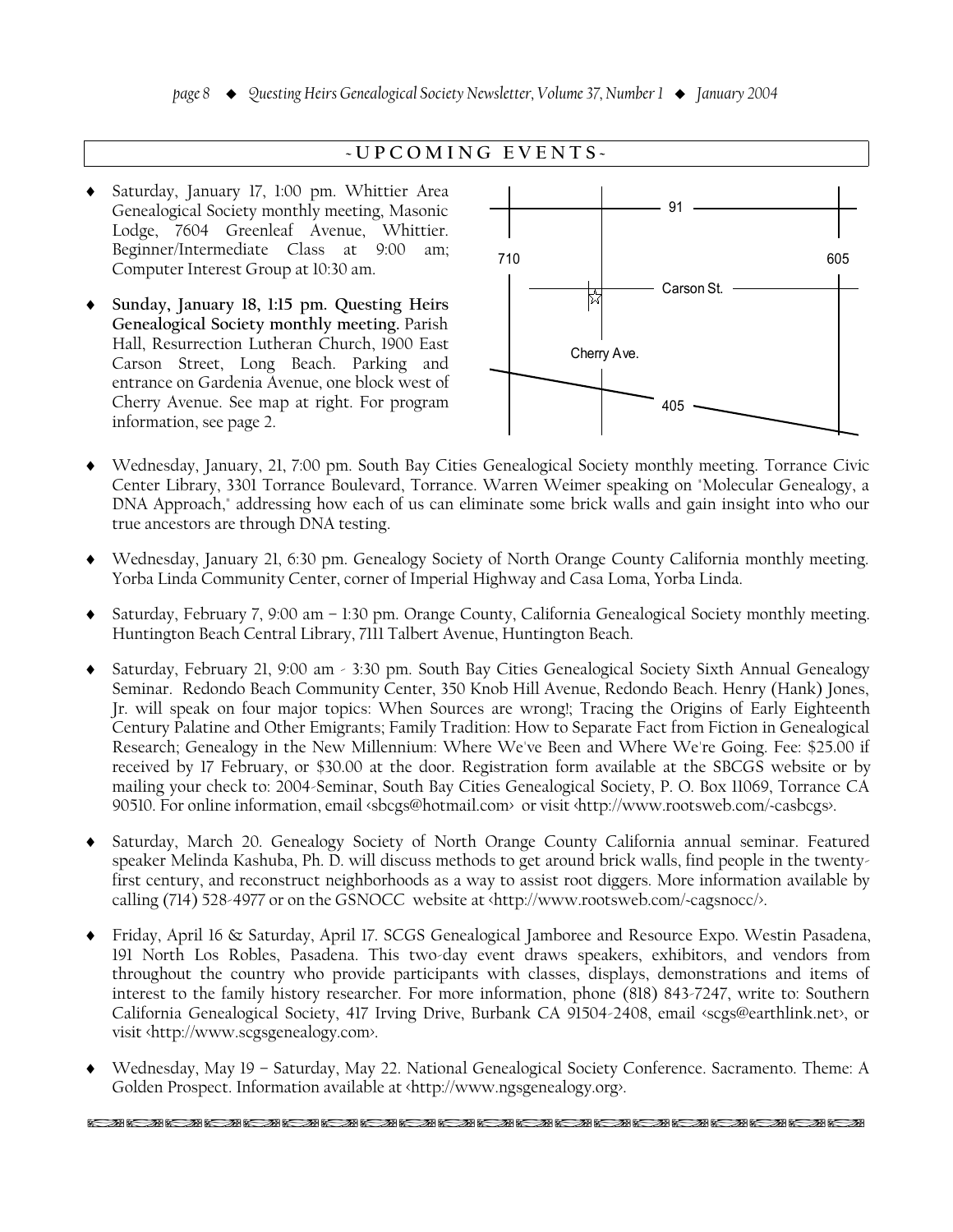## - U P C O M I N G   E V E N T S -

- Saturday, January 17, 1:00 pm. Whittier Area Genealogical Society monthly meeting, Masonic Lodge, 7604 Greenleaf Avenue, Whittier. Beginner/Intermediate Class at 9:00 am; Computer Interest Group at 10:30 am.

- **Sunday, January 18, 1:15 pm. Questing Heirs Genealogical Society monthly meeting.** Parish Hall, Resurrection Lutheran Church, 1900 East Carson Street, Long Beach. Parking and entrance on Gardenia Avenue, one block west of Cherry Avenue. See map at right. For program information, see page 2.

91
710
605
Carson St.
Cherry Ave.
405

- Wednesday, January, 21, 7:00 pm. South Bay Cities Genealogical Society monthly meeting. Torrance Civic Center Library, 3301 Torrance Boulevard, Torrance. Warren Weimer speaking on "Molecular Genealogy, a DNA Approach," addressing how each of us can eliminate some brick walls and gain insight into who our true ancestors are through DNA testing.

- Wednesday, January 21, 6:30 pm. Genealogy Society of North Orange County California monthly meeting. Yorba Linda Community Center, corner of Imperial Highway and Casa Loma, Yorba Linda.

- Saturday, February 7, 9:00 am – 1:30 pm. Orange County, California Genealogical Society monthly meeting. Huntington Beach Central Library, 7111 Talbert Avenue, Huntington Beach.

- Saturday, February 21, 9:00 am - 3:30 pm. South Bay Cities Genealogical Society Sixth Annual Genealogy Seminar. Redondo Beach Community Center, 350 Knob Hill Avenue, Redondo Beach. Henry (Hank) Jones, Jr. will speak on four major topics: When Sources are wrong!; Tracing the Origins of Early Eighteenth Century Palatine and Other Emigrants; Family Tradition: How to Separate Fact from Fiction in Genealogical Research; Genealogy in the New Millennium: Where We've Been and Where We're Going. Fee: $25.00 if received by 17 February, or $30.00 at the door. Registration form available at the SBCGS website or by mailing your check to: 2004-Seminar, South Bay Cities Genealogical Society, P. O. Box 11069, Torrance CA 90510. For online information, email ‹sbcgs@hotmail.com› or visit ‹http://www.rootsweb.com/~casbcgs›.

- Saturday, March 20. Genealogy Society of North Orange County California annual seminar. Featured speaker Melinda Kashuba, Ph. D. will discuss methods to get around brick walls, find people in the twenty-first century, and reconstruct neighborhoods as a way to assist root diggers. More information available by calling (714) 528-4977 or on the GSNOCC website at ‹http://www.rootsweb.com/~cagsnocc/›.

- Friday, April 16 & Saturday, April 17. SCGS Genealogical Jamboree and Resource Expo. Westin Pasadena, 191 North Los Robles, Pasadena. This two-day event draws speakers, exhibitors, and vendors from throughout the country who provide participants with classes, displays, demonstrations and items of interest to the family history researcher. For more information, phone (818) 843-7247, write to: Southern California Genealogical Society, 417 Irving Drive, Burbank CA 91504-2408, email ‹scgs@earthlink.net›, or visit ‹http://www.scgsgenealogy.com›.

- Wednesday, May 19 – Saturday, May 22. National Genealogical Society Conference. Sacramento. Theme: A Golden Prospect. Information available at ‹http://www.ngsgenealogy.org›.